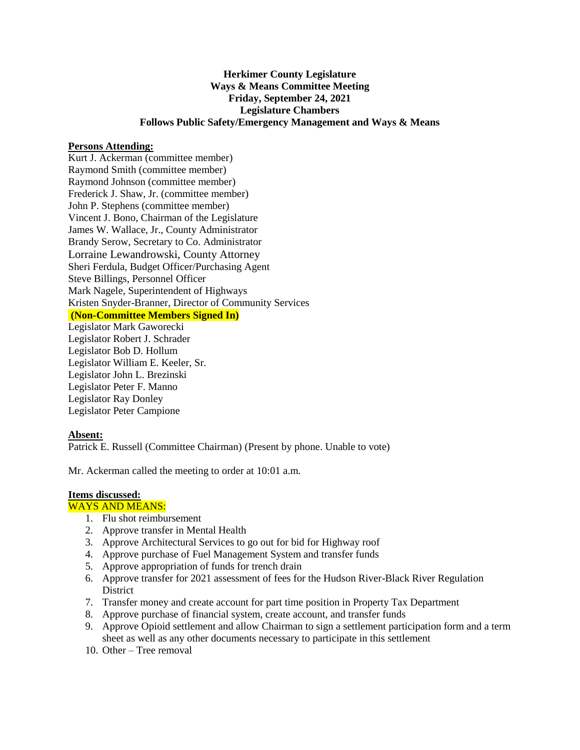**Herkimer County Legislature**
**Ways & Means Committee Meeting**
**Friday, September 24, 2021**
**Legislature Chambers**
**Follows Public Safety/Emergency Management and Ways & Means**

**Persons Attending:**

Kurt J. Ackerman (committee member)
Raymond Smith (committee member)
Raymond Johnson (committee member)
Frederick J. Shaw, Jr. (committee member)
John P. Stephens (committee member)
Vincent J. Bono, Chairman of the Legislature
James W. Wallace, Jr., County Administrator
Brandy Serow, Secretary to Co. Administrator
Lorraine Lewandrowski, County Attorney
Sheri Ferdula, Budget Officer/Purchasing Agent
Steve Billings, Personnel Officer
Mark Nagele, Superintendent of Highways
Kristen Snyder-Branner, Director of Community Services
**(Non-Committee Members Signed In)**
Legislator Mark Gaworecki
Legislator Robert J. Schrader
Legislator Bob D. Hollum
Legislator William E. Keeler, Sr.
Legislator John L. Brezinski
Legislator Peter F. Manno
Legislator Ray Donley
Legislator Peter Campione

**Absent:**

Patrick E. Russell (Committee Chairman) (Present by phone. Unable to vote)

Mr. Ackerman called the meeting to order at 10:01 a.m.

**Items discussed:**

WAYS AND MEANS:

1. Flu shot reimbursement
2. Approve transfer in Mental Health
3. Approve Architectural Services to go out for bid for Highway roof
4. Approve purchase of Fuel Management System and transfer funds
5. Approve appropriation of funds for trench drain
6. Approve transfer for 2021 assessment of fees for the Hudson River-Black River Regulation District
7. Transfer money and create account for part time position in Property Tax Department
8. Approve purchase of financial system, create account, and transfer funds
9. Approve Opioid settlement and allow Chairman to sign a settlement participation form and a term sheet as well as any other documents necessary to participate in this settlement
10. Other – Tree removal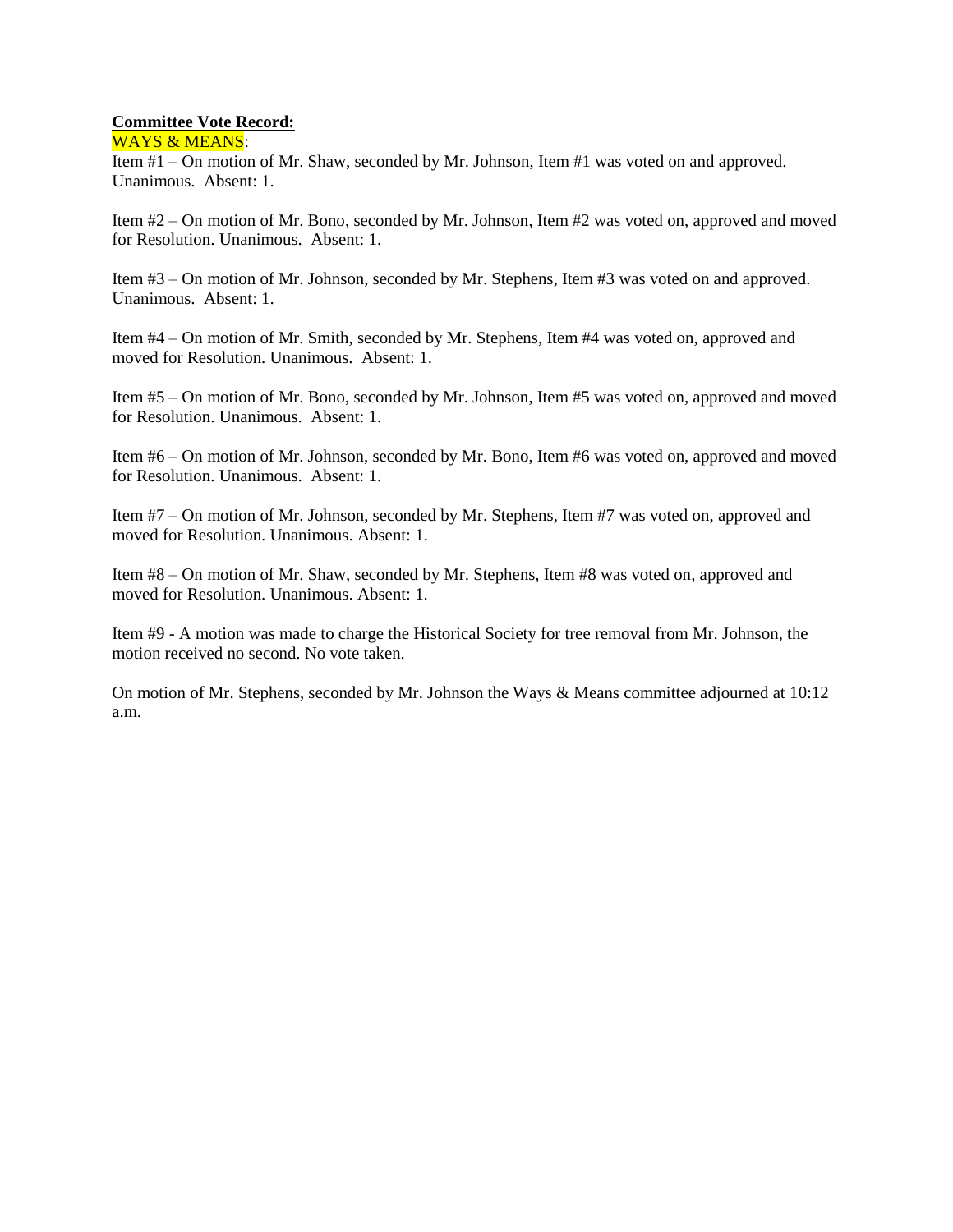**Committee Vote Record:**

WAYS & MEANS:

Item #1 – On motion of Mr. Shaw, seconded by Mr. Johnson, Item #1 was voted on and approved. Unanimous. Absent: 1.

Item #2 – On motion of Mr. Bono, seconded by Mr. Johnson, Item #2 was voted on, approved and moved for Resolution. Unanimous. Absent: 1.

Item #3 – On motion of Mr. Johnson, seconded by Mr. Stephens, Item #3 was voted on and approved. Unanimous. Absent: 1.

Item #4 – On motion of Mr. Smith, seconded by Mr. Stephens, Item #4 was voted on, approved and moved for Resolution. Unanimous. Absent: 1.

Item #5 – On motion of Mr. Bono, seconded by Mr. Johnson, Item #5 was voted on, approved and moved for Resolution. Unanimous. Absent: 1.

Item #6 – On motion of Mr. Johnson, seconded by Mr. Bono, Item #6 was voted on, approved and moved for Resolution. Unanimous. Absent: 1.

Item #7 – On motion of Mr. Johnson, seconded by Mr. Stephens, Item #7 was voted on, approved and moved for Resolution. Unanimous. Absent: 1.

Item #8 – On motion of Mr. Shaw, seconded by Mr. Stephens, Item #8 was voted on, approved and moved for Resolution. Unanimous. Absent: 1.

Item #9 - A motion was made to charge the Historical Society for tree removal from Mr. Johnson, the motion received no second. No vote taken.

On motion of Mr. Stephens, seconded by Mr. Johnson the Ways & Means committee adjourned at 10:12 a.m.